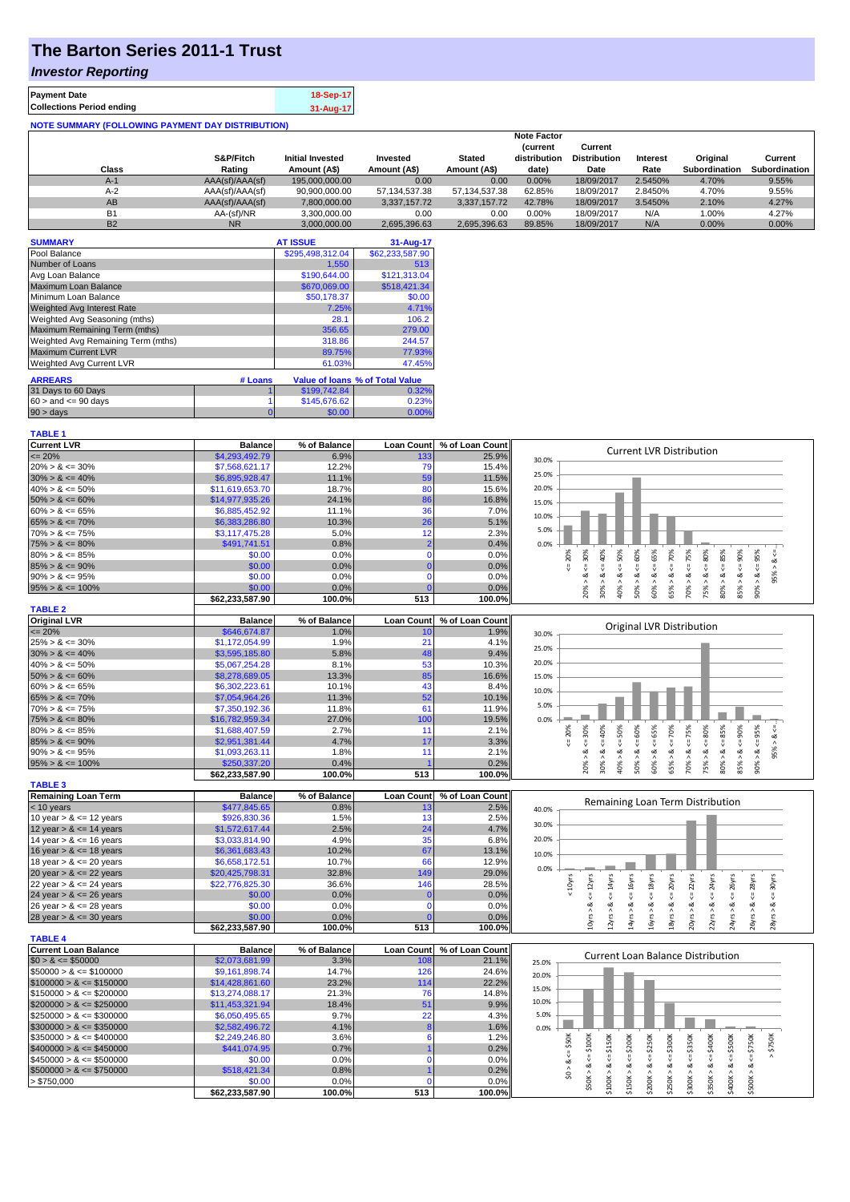# The Barton Series 2011-1 Trust

## *Investor Reporting*

| | |
|---|---|
| **Payment Date** | 18-Sep-17 |
| **Collections Period ending** | 31-Aug-17 |

**NOTE SUMMARY (FOLLOWING PAYMENT DAY DISTRIBUTION)**

| Class | S&P/Fitch Rating | Initial Invested Amount (A$) | Invested Amount (A$) | Stated Amount (A$) | Note Factor (current distribution date) | Current Distribution Date | Interest Rate | Original Subordination | Current Subordination |
|---|---|---|---|---|---|---|---|---|---|
| A-1 | AAA(sf)/AAA(sf) | 195,000,000.00 | 0.00 | 0.00 | 0.00% | 18/09/2017 | 2.5450% | 4.70% | 9.55% |
| A-2 | AAA(sf)/AAA(sf) | 90,900,000.00 | 57,134,537.38 | 57,134,537.38 | 62.85% | 18/09/2017 | 2.8450% | 4.70% | 9.55% |
| AB | AAA(sf)/AAA(sf) | 7,800,000.00 | 3,337,157.72 | 3,337,157.72 | 42.78% | 18/09/2017 | 3.5450% | 2.10% | 4.27% |
| B1 | AA-(sf)/NR | 3,300,000.00 | 0.00 | 0.00 | 0.00% | 18/09/2017 | N/A | 1.00% | 4.27% |
| B2 | NR | 3,000,000.00 | 2,695,396.63 | 2,695,396.63 | 89.85% | 18/09/2017 | N/A | 0.00% | 0.00% |

| SUMMARY | AT ISSUE | 31-Aug-17 |
|---|---|---|
| Pool Balance | $295,498,312.04 | $62,233,587.90 |
| Number of Loans | 1,550 | 513 |
| Avg Loan Balance | $190,644.00 | $121,313.04 |
| Maximum Loan Balance | $670,069.00 | $518,421.34 |
| Minimum Loan Balance | $50,178.37 | $0.00 |
| Weighted Avg Interest Rate | 7.25% | 4.71% |
| Weighted Avg Seasoning (mths) | 28.1 | 106.2 |
| Maximum Remaining Term (mths) | 356.65 | 279.00 |
| Weighted Avg Remaining Term (mths) | 318.86 | 244.57 |
| Maximum Current LVR | 89.75% | 77.93% |
| Weighted Avg Current LVR | 61.03% | 47.45% |

| ARREARS | # Loans | Value of loans | % of Total Value |
|---|---|---|---|
| 31 Days to 60 Days | 1 | $199,742.84 | 0.32% |
| 60 > and <= 90 days | 1 | $145,676.62 | 0.23% |
| 90 > days | 0 | $0.00 | 0.00% |

**TABLE 1**

| Current LVR | Balance | % of Balance | Loan Count | % of Loan Count |
|---|---|---|---|---|
| <= 20% | $4,293,492.79 | 6.9% | 133 | 25.9% |
| 20% > & <= 30% | $7,568,621.17 | 12.2% | 79 | 15.4% |
| 30% > & <= 40% | $6,895,928.47 | 11.1% | 59 | 11.5% |
| 40% > & <= 50% | $11,619,653.70 | 18.7% | 80 | 15.6% |
| 50% > & <= 60% | $14,977,935.26 | 24.1% | 86 | 16.8% |
| 60% > & <= 65% | $6,885,452.92 | 11.1% | 36 | 7.0% |
| 65% > & <= 70% | $6,383,286.80 | 10.3% | 26 | 5.1% |
| 70% > & <= 75% | $3,117,475.28 | 5.0% | 12 | 2.3% |
| 75% > & <= 80% | $491,741.51 | 0.8% | 2 | 0.4% |
| 80% > & <= 85% | $0.00 | 0.0% | 0 | 0.0% |
| 85% > & <= 90% | $0.00 | 0.0% | 0 | 0.0% |
| 90% > & <= 95% | $0.00 | 0.0% | 0 | 0.0% |
| 95% > & <= 100% | $0.00 | 0.0% | 0 | 0.0% |
| | $62,233,587.90 | 100.0% | 513 | 100.0% |

**TABLE 2**

| Original LVR | Balance | % of Balance | Loan Count | % of Loan Count |
|---|---|---|---|---|
| <= 20% | $646,674.87 | 1.0% | 10 | 1.9% |
| 25% > & <= 30% | $1,172,054.99 | 1.9% | 21 | 4.1% |
| 30% > & <= 40% | $3,595,185.80 | 5.8% | 48 | 9.4% |
| 40% > & <= 50% | $5,067,254.28 | 8.1% | 53 | 10.3% |
| 50% > & <= 60% | $8,278,689.05 | 13.3% | 85 | 16.6% |
| 60% > & <= 65% | $6,302,223.61 | 10.1% | 43 | 8.4% |
| 65% > & <= 70% | $7,054,964.26 | 11.3% | 52 | 10.1% |
| 70% > & <= 75% | $7,350,192.36 | 11.8% | 61 | 11.9% |
| 75% > & <= 80% | $16,782,959.34 | 27.0% | 100 | 19.5% |
| 80% > & <= 85% | $1,688,407.59 | 2.7% | 11 | 2.1% |
| 85% > & <= 90% | $2,951,381.44 | 4.7% | 17 | 3.3% |
| 90% > & <= 95% | $1,093,263.11 | 1.8% | 11 | 2.1% |
| 95% > & <= 100% | $250,337.20 | 0.4% | 1 | 0.2% |
| | $62,233,587.90 | 100.0% | 513 | 100.0% |

**TABLE 3**

| Remaining Loan Term | Balance | % of Balance | Loan Count | % of Loan Count |
|---|---|---|---|---|
| < 10 years | $477,845.65 | 0.8% | 13 | 2.5% |
| 10 year > & <= 12 years | $926,830.36 | 1.5% | 13 | 2.5% |
| 12 year > & <= 14 years | $1,572,617.44 | 2.5% | 24 | 4.7% |
| 14 year > & <= 16 years | $3,033,814.90 | 4.9% | 35 | 6.8% |
| 16 year > & <= 18 years | $6,361,683.43 | 10.2% | 67 | 13.1% |
| 18 year > & <= 20 years | $6,658,172.51 | 10.7% | 66 | 12.9% |
| 20 year > & <= 22 years | $20,425,798.31 | 32.8% | 149 | 29.0% |
| 22 year > & <= 24 years | $22,776,825.30 | 36.6% | 146 | 28.5% |
| 24 year > & <= 26 years | $0.00 | 0.0% | 0 | 0.0% |
| 26 year > & <= 28 years | $0.00 | 0.0% | 0 | 0.0% |
| 28 year > & <= 30 years | $0.00 | 0.0% | 0 | 0.0% |
| | $62,233,587.90 | 100.0% | 513 | 100.0% |

**TABLE 4**

| Current Loan Balance | Balance | % of Balance | Loan Count | % of Loan Count |
|---|---|---|---|---|
| $0 > & <= $50000 | $2,073,681.99 | 3.3% | 108 | 21.1% |
| $50000 > & <= $100000 | $9,161,898.74 | 14.7% | 126 | 24.6% |
| $100000 > & <= $150000 | $14,428,861.60 | 23.2% | 114 | 22.2% |
| $150000 > & <= $200000 | $13,274,088.17 | 21.3% | 76 | 14.8% |
| $200000 > & <= $250000 | $11,453,321.94 | 18.4% | 51 | 9.9% |
| $250000 > & <= $300000 | $6,050,495.65 | 9.7% | 22 | 4.3% |
| $300000 > & <= $350000 | $2,582,496.72 | 4.1% | 8 | 1.6% |
| $350000 > & <= $400000 | $2,249,246.80 | 3.6% | 6 | 1.2% |
| $400000 > & <= $450000 | $441,074.95 | 0.7% | 1 | 0.2% |
| $450000 > & <= $500000 | $0.00 | 0.0% | 0 | 0.0% |
| $500000 > & <= $750000 | $518,421.34 | 0.8% | 1 | 0.2% |
| > $750,000 | $0.00 | 0.0% | 0 | 0.0% |
| | $62,233,587.90 | 100.0% | 513 | 100.0% |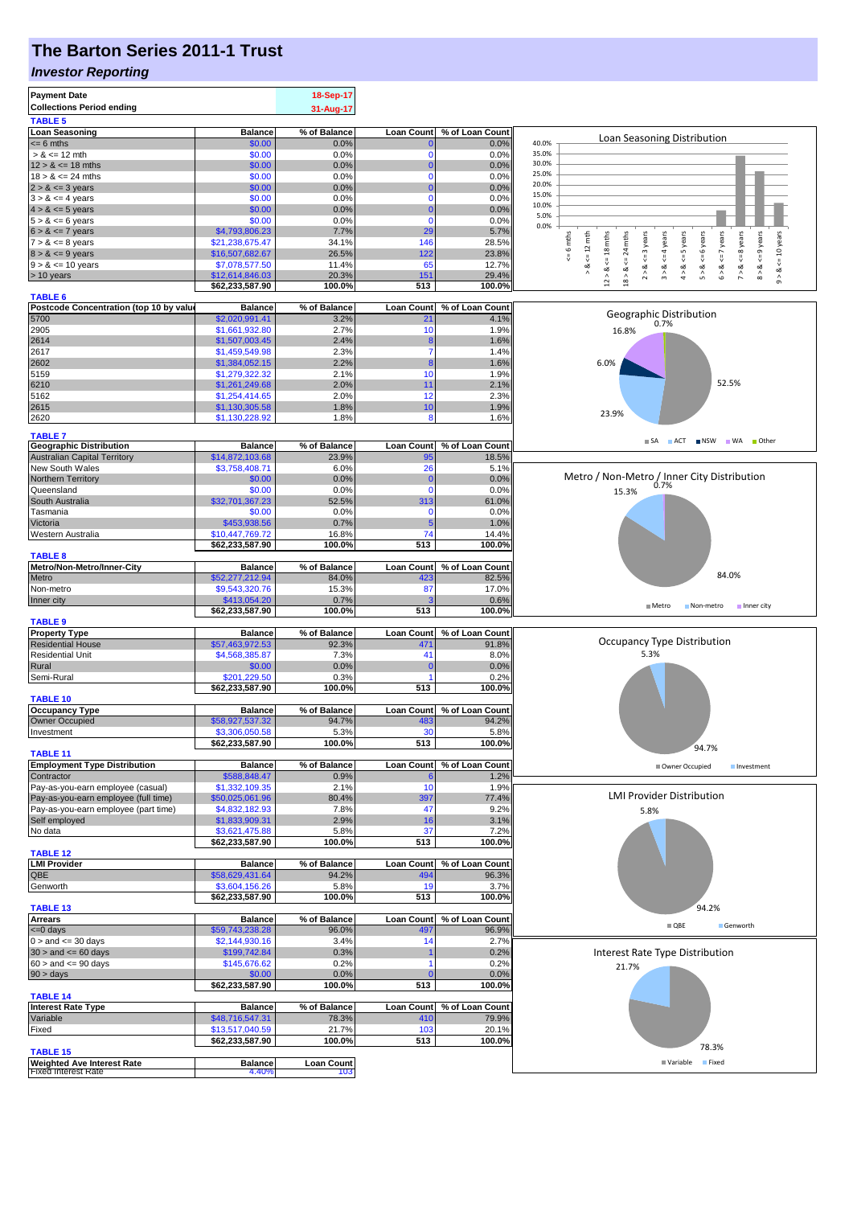# The Barton Series 2011-1 Trust

## *Investor Reporting*

| | |
|---|---|
| **Payment Date** | 18-Sep-17 |
| **Collections Period ending** | 31-Aug-17 |

**TABLE 5**

| Loan Seasoning | Balance | % of Balance | Loan Count | % of Loan Count |
|---|---|---|---|---|
| <= 6 mths | $0.00 | 0.0% | 0 | 0.0% |
| > & <= 12 mth | $0.00 | 0.0% | 0 | 0.0% |
| 12 > & <= 18 mths | $0.00 | 0.0% | 0 | 0.0% |
| 18 > & <= 24 mths | $0.00 | 0.0% | 0 | 0.0% |
| 2 > & <= 3 years | $0.00 | 0.0% | 0 | 0.0% |
| 3 > & <= 4 years | $0.00 | 0.0% | 0 | 0.0% |
| 4 > & <= 5 years | $0.00 | 0.0% | 0 | 0.0% |
| 5 > & <= 6 years | $0.00 | 0.0% | 0 | 0.0% |
| 6 > & <= 7 years | $4,793,806.23 | 7.7% | 29 | 5.7% |
| 7 > & <= 8 years | $21,238,675.47 | 34.1% | 146 | 28.5% |
| 8 > & <= 9 years | $16,507,682.67 | 26.5% | 122 | 23.8% |
| 9 > & <= 10 years | $7,078,577.50 | 11.4% | 65 | 12.7% |
| > 10 years | $12,614,846.03 | 20.3% | 151 | 29.4% |
| | $62,233,587.90 | 100.0% | 513 | 100.0% |

**TABLE 6**

| Postcode Concentration (top 10 by value) | Balance | % of Balance | Loan Count | % of Loan Count |
|---|---|---|---|---|
| 5700 | $2,020,991.41 | 3.2% | 21 | 4.1% |
| 2905 | $1,661,932.80 | 2.7% | 10 | 1.9% |
| 2614 | $1,507,003.45 | 2.4% | 8 | 1.6% |
| 2617 | $1,459,549.98 | 2.3% | 7 | 1.4% |
| 2602 | $1,384,052.15 | 2.2% | 8 | 1.6% |
| 5159 | $1,279,322.32 | 2.1% | 10 | 1.9% |
| 6210 | $1,261,249.68 | 2.0% | 11 | 2.1% |
| 5162 | $1,254,414.65 | 2.0% | 12 | 2.3% |
| 2615 | $1,130,305.58 | 1.8% | 10 | 1.9% |
| 2620 | $1,130,228.92 | 1.8% | 8 | 1.6% |

**TABLE 7**

| Geographic Distribution | Balance | % of Balance | Loan Count | % of Loan Count |
|---|---|---|---|---|
| Australian Capital Territory | $14,872,103.68 | 23.9% | 95 | 18.5% |
| New South Wales | $3,758,408.71 | 6.0% | 26 | 5.1% |
| Northern Territory | $0.00 | 0.0% | 0 | 0.0% |
| Queensland | $0.00 | 0.0% | 0 | 0.0% |
| South Australia | $32,701,367.23 | 52.5% | 313 | 61.0% |
| Tasmania | $0.00 | 0.0% | 0 | 0.0% |
| Victoria | $453,938.56 | 0.7% | 5 | 1.0% |
| Western Australia | $10,447,769.72 | 16.8% | 74 | 14.4% |
| | $62,233,587.90 | 100.0% | 513 | 100.0% |

**TABLE 8**

| Metro/Non-Metro/Inner-City | Balance | % of Balance | Loan Count | % of Loan Count |
|---|---|---|---|---|
| Metro | $52,277,212.94 | 84.0% | 423 | 82.5% |
| Non-metro | $9,543,320.76 | 15.3% | 87 | 17.0% |
| Inner city | $413,054.20 | 0.7% | 3 | 0.6% |
| | $62,233,587.90 | 100.0% | 513 | 100.0% |

**TABLE 9**

| Property Type | Balance | % of Balance | Loan Count | % of Loan Count |
|---|---|---|---|---|
| Residential House | $57,463,972.53 | 92.3% | 471 | 91.8% |
| Residential Unit | $4,568,385.87 | 7.3% | 41 | 8.0% |
| Rural | $0.00 | 0.0% | 0 | 0.0% |
| Semi-Rural | $201,229.50 | 0.3% | 1 | 0.2% |
| | $62,233,587.90 | 100.0% | 513 | 100.0% |

**TABLE 10**

| Occupancy Type | Balance | % of Balance | Loan Count | % of Loan Count |
|---|---|---|---|---|
| Owner Occupied | $58,927,537.32 | 94.7% | 483 | 94.2% |
| Investment | $3,306,050.58 | 5.3% | 30 | 5.8% |
| | $62,233,587.90 | 100.0% | 513 | 100.0% |

**TABLE 11**

| Employment Type Distribution | Balance | % of Balance | Loan Count | % of Loan Count |
|---|---|---|---|---|
| Contractor | $588,848.47 | 0.9% | 6 | 1.2% |
| Pay-as-you-earn employee (casual) | $1,332,109.35 | 2.1% | 10 | 1.9% |
| Pay-as-you-earn employee (full time) | $50,025,061.96 | 80.4% | 397 | 77.4% |
| Pay-as-you-earn employee (part time) | $4,832,182.93 | 7.8% | 47 | 9.2% |
| Self employed | $1,833,909.31 | 2.9% | 16 | 3.1% |
| No data | $3,621,475.88 | 5.8% | 37 | 7.2% |
| | $62,233,587.90 | 100.0% | 513 | 100.0% |

**TABLE 12**

| LMI Provider | Balance | % of Balance | Loan Count | % of Loan Count |
|---|---|---|---|---|
| QBE | $58,629,431.64 | 94.2% | 494 | 96.3% |
| Genworth | $3,604,156.26 | 5.8% | 19 | 3.7% |
| | $62,233,587.90 | 100.0% | 513 | 100.0% |

**TABLE 13**

| Arrears | Balance | % of Balance | Loan Count | % of Loan Count |
|---|---|---|---|---|
| <=0 days | $59,743,238.28 | 96.0% | 497 | 96.9% |
| 0 > and <= 30 days | $2,144,930.16 | 3.4% | 14 | 2.7% |
| 30 > and <= 60 days | $199,742.84 | 0.3% | 1 | 0.2% |
| 60 > and <= 90 days | $145,676.62 | 0.2% | 1 | 0.2% |
| 90 > days | $0.00 | 0.0% | 0 | 0.0% |
| | $62,233,587.90 | 100.0% | 513 | 100.0% |

**TABLE 14**

| Interest Rate Type | Balance | % of Balance | Loan Count | % of Loan Count |
|---|---|---|---|---|
| Variable | $48,716,547.31 | 78.3% | 410 | 79.9% |
| Fixed | $13,517,040.59 | 21.7% | 103 | 20.1% |
| | $62,233,587.90 | 100.0% | 513 | 100.0% |

**TABLE 15**

| Weighted Ave Interest Rate | Balance | Loan Count |
|---|---|---|
| Fixed Interest Rate | 4.40% | 103 |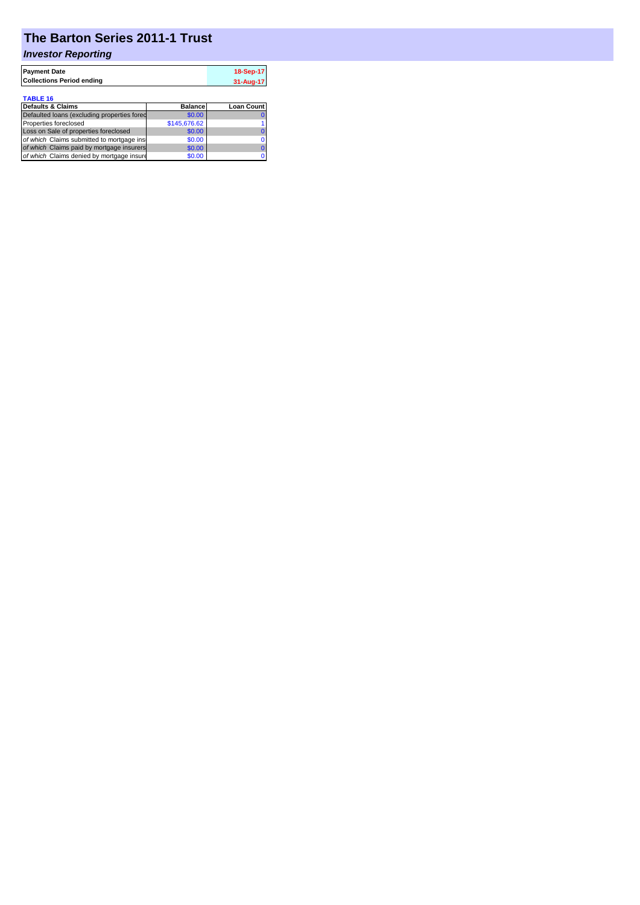# The Barton Series 2011-1 Trust

## *Investor Reporting*

| | |
|---|---|
| **Payment Date** | **18-Sep-17** |
| **Collections Period ending** | **31-Aug-17** |

**TABLE 16**

| Defaults & Claims | Balance | Loan Count |
|---|---|---|
| Defaulted loans (excluding properties forec | $0.00 | 0 |
| Properties foreclosed | $145,676.62 | 1 |
| Loss on Sale of properties foreclosed | $0.00 | 0 |
| *of which* Claims submitted to mortgage ins | $0.00 | 0 |
| *of which* Claims paid by mortgage insurers | $0.00 | 0 |
| *of which* Claims denied by mortgage insure | $0.00 | 0 |